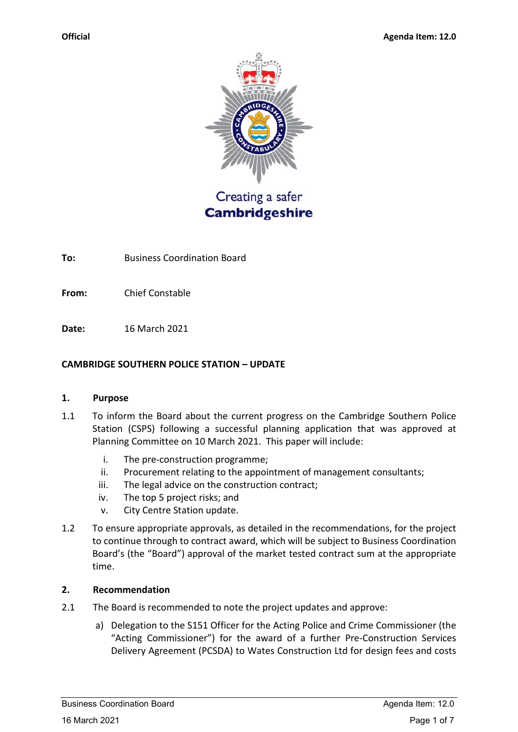Official

Agenda Item: 12.0

Creating a safer
**Cambridgeshire**

**To:** Business Coordination Board

**From:** Chief Constable

**Date:** 16 March 2021

**CAMBRIDGE SOUTHERN POLICE STATION – UPDATE**

## 1. Purpose

1.1 To inform the Board about the current progress on the Cambridge Southern Police Station (CSPS) following a successful planning application that was approved at Planning Committee on 10 March 2021. This paper will include:

i. The pre-construction programme;
ii. Procurement relating to the appointment of management consultants;
iii. The legal advice on the construction contract;
iv. The top 5 project risks; and
v. City Centre Station update.

1.2 To ensure appropriate approvals, as detailed in the recommendations, for the project to continue through to contract award, which will be subject to Business Coordination Board's (the "Board") approval of the market tested contract sum at the appropriate time.

## 2. Recommendation

2.1 The Board is recommended to note the project updates and approve:

a) Delegation to the S151 Officer for the Acting Police and Crime Commissioner (the "Acting Commissioner") for the award of a further Pre-Construction Services Delivery Agreement (PCSDA) to Wates Construction Ltd for design fees and costs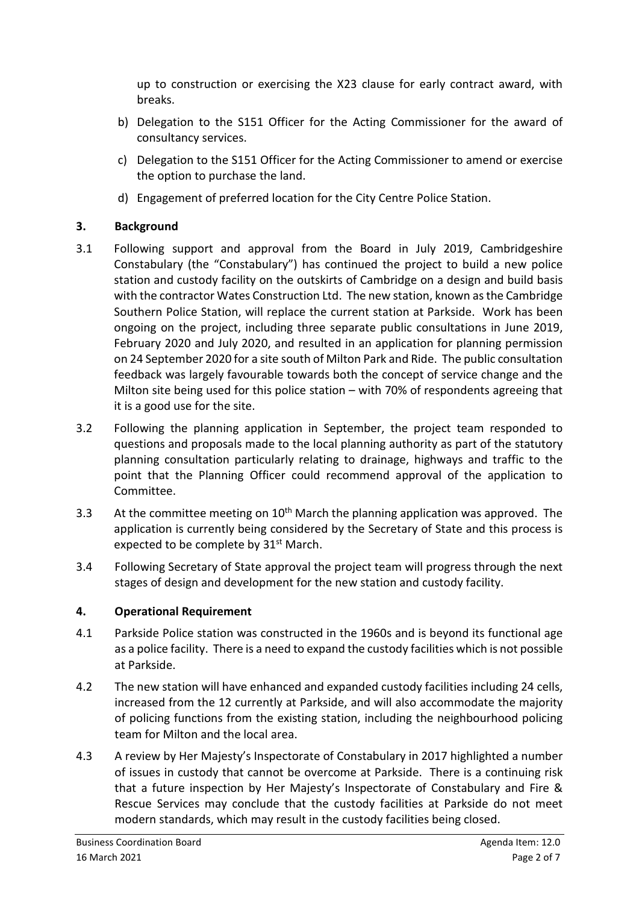up to construction or exercising the X23 clause for early contract award, with breaks.

b) Delegation to the S151 Officer for the Acting Commissioner for the award of consultancy services.

c) Delegation to the S151 Officer for the Acting Commissioner to amend or exercise the option to purchase the land.

d) Engagement of preferred location for the City Centre Police Station.

## 3. Background

3.1 Following support and approval from the Board in July 2019, Cambridgeshire Constabulary (the "Constabulary") has continued the project to build a new police station and custody facility on the outskirts of Cambridge on a design and build basis with the contractor Wates Construction Ltd. The new station, known as the Cambridge Southern Police Station, will replace the current station at Parkside. Work has been ongoing on the project, including three separate public consultations in June 2019, February 2020 and July 2020, and resulted in an application for planning permission on 24 September 2020 for a site south of Milton Park and Ride. The public consultation feedback was largely favourable towards both the concept of service change and the Milton site being used for this police station – with 70% of respondents agreeing that it is a good use for the site.

3.2 Following the planning application in September, the project team responded to questions and proposals made to the local planning authority as part of the statutory planning consultation particularly relating to drainage, highways and traffic to the point that the Planning Officer could recommend approval of the application to Committee.

3.3 At the committee meeting on 10th March the planning application was approved. The application is currently being considered by the Secretary of State and this process is expected to be complete by 31st March.

3.4 Following Secretary of State approval the project team will progress through the next stages of design and development for the new station and custody facility.

## 4. Operational Requirement

4.1 Parkside Police station was constructed in the 1960s and is beyond its functional age as a police facility. There is a need to expand the custody facilities which is not possible at Parkside.

4.2 The new station will have enhanced and expanded custody facilities including 24 cells, increased from the 12 currently at Parkside, and will also accommodate the majority of policing functions from the existing station, including the neighbourhood policing team for Milton and the local area.

4.3 A review by Her Majesty's Inspectorate of Constabulary in 2017 highlighted a number of issues in custody that cannot be overcome at Parkside. There is a continuing risk that a future inspection by Her Majesty's Inspectorate of Constabulary and Fire & Rescue Services may conclude that the custody facilities at Parkside do not meet modern standards, which may result in the custody facilities being closed.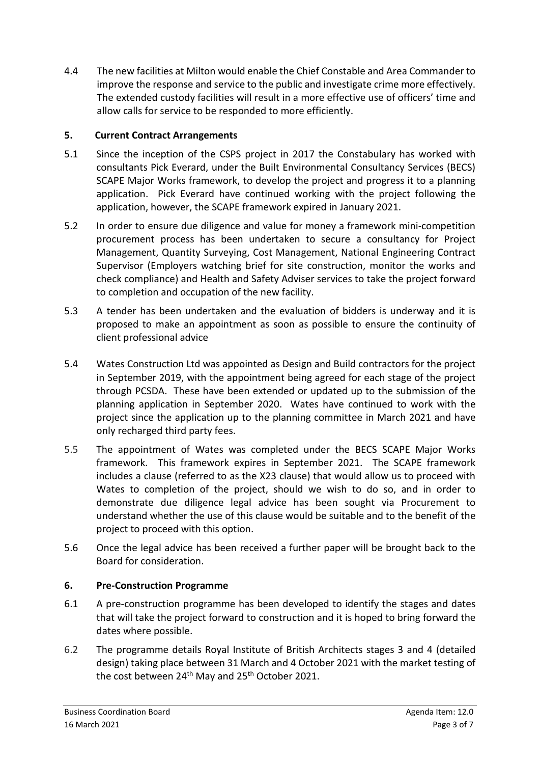4.4 The new facilities at Milton would enable the Chief Constable and Area Commander to improve the response and service to the public and investigate crime more effectively. The extended custody facilities will result in a more effective use of officers' time and allow calls for service to be responded to more efficiently.

## 5. Current Contract Arrangements

5.1 Since the inception of the CSPS project in 2017 the Constabulary has worked with consultants Pick Everard, under the Built Environmental Consultancy Services (BECS) SCAPE Major Works framework, to develop the project and progress it to a planning application. Pick Everard have continued working with the project following the application, however, the SCAPE framework expired in January 2021.

5.2 In order to ensure due diligence and value for money a framework mini-competition procurement process has been undertaken to secure a consultancy for Project Management, Quantity Surveying, Cost Management, National Engineering Contract Supervisor (Employers watching brief for site construction, monitor the works and check compliance) and Health and Safety Adviser services to take the project forward to completion and occupation of the new facility.

5.3 A tender has been undertaken and the evaluation of bidders is underway and it is proposed to make an appointment as soon as possible to ensure the continuity of client professional advice

5.4 Wates Construction Ltd was appointed as Design and Build contractors for the project in September 2019, with the appointment being agreed for each stage of the project through PCSDA. These have been extended or updated up to the submission of the planning application in September 2020. Wates have continued to work with the project since the application up to the planning committee in March 2021 and have only recharged third party fees.

5.5 The appointment of Wates was completed under the BECS SCAPE Major Works framework. This framework expires in September 2021. The SCAPE framework includes a clause (referred to as the X23 clause) that would allow us to proceed with Wates to completion of the project, should we wish to do so, and in order to demonstrate due diligence legal advice has been sought via Procurement to understand whether the use of this clause would be suitable and to the benefit of the project to proceed with this option.

5.6 Once the legal advice has been received a further paper will be brought back to the Board for consideration.

## 6. Pre-Construction Programme

6.1 A pre-construction programme has been developed to identify the stages and dates that will take the project forward to construction and it is hoped to bring forward the dates where possible.

6.2 The programme details Royal Institute of British Architects stages 3 and 4 (detailed design) taking place between 31 March and 4 October 2021 with the market testing of the cost between 24th May and 25th October 2021.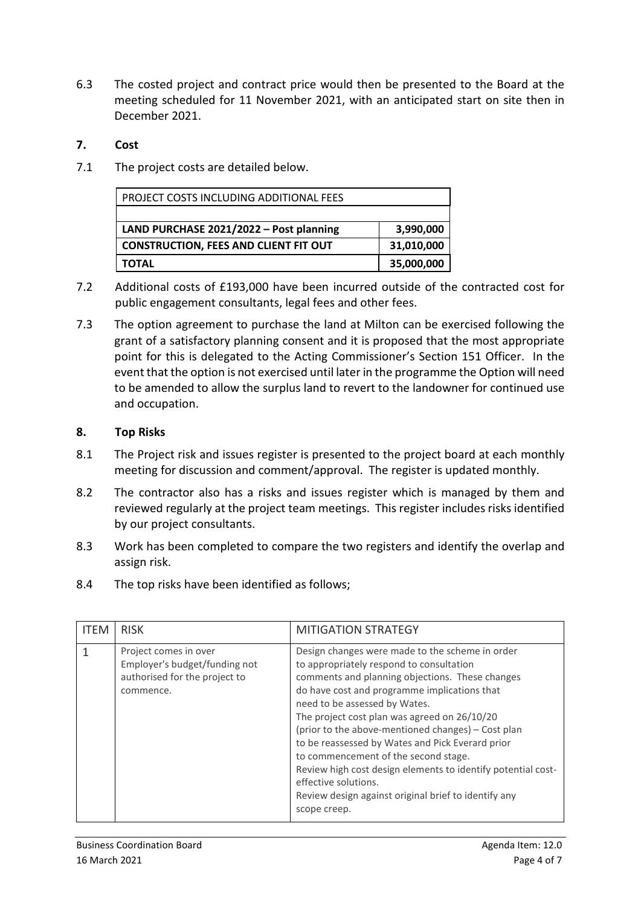6.3 The costed project and contract price would then be presented to the Board at the meeting scheduled for 11 November 2021, with an anticipated start on site then in December 2021.

## 7. Cost

7.1 The project costs are detailed below.

| PROJECT COSTS INCLUDING ADDITIONAL FEES | |
|---|---|
| | |
| **LAND PURCHASE 2021/2022 – Post planning** | **3,990,000** |
| **CONSTRUCTION, FEES AND CLIENT FIT OUT** | **31,010,000** |
| **TOTAL** | **35,000,000** |

7.2 Additional costs of £193,000 have been incurred outside of the contracted cost for public engagement consultants, legal fees and other fees.

7.3 The option agreement to purchase the land at Milton can be exercised following the grant of a satisfactory planning consent and it is proposed that the most appropriate point for this is delegated to the Acting Commissioner's Section 151 Officer. In the event that the option is not exercised until later in the programme the Option will need to be amended to allow the surplus land to revert to the landowner for continued use and occupation.

## 8. Top Risks

8.1 The Project risk and issues register is presented to the project board at each monthly meeting for discussion and comment/approval. The register is updated monthly.

8.2 The contractor also has a risks and issues register which is managed by them and reviewed regularly at the project team meetings. This register includes risks identified by our project consultants.

8.3 Work has been completed to compare the two registers and identify the overlap and assign risk.

8.4 The top risks have been identified as follows;

| ITEM | RISK | MITIGATION STRATEGY |
|---|---|---|
| 1 | Project comes in over Employer's budget/funding not authorised for the project to commence. | Design changes were made to the scheme in order to appropriately respond to consultation comments and planning objections. These changes do have cost and programme implications that need to be assessed by Wates.<br>The project cost plan was agreed on 26/10/20 (prior to the above-mentioned changes) – Cost plan to be reassessed by Wates and Pick Everard prior to commencement of the second stage.<br>Review high cost design elements to identify potential cost-effective solutions.<br>Review design against original brief to identify any scope creep. |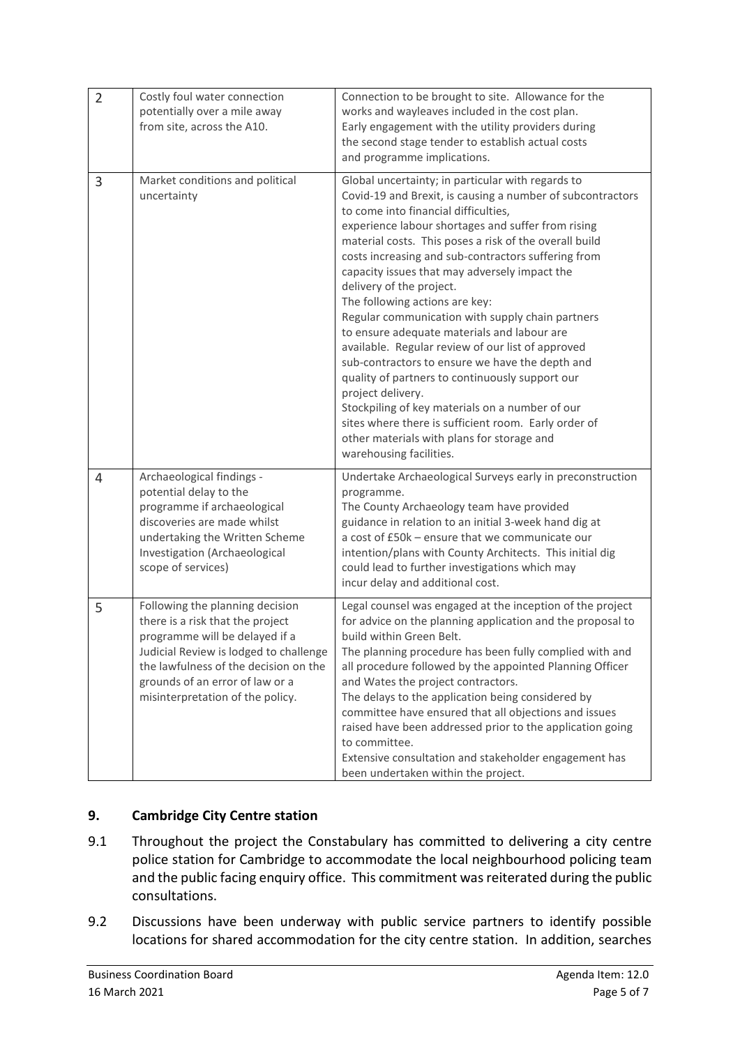| | | |
|---|---|---|
| 2 | Costly foul water connection potentially over a mile away from site, across the A10. | Connection to be brought to site. Allowance for the works and wayleaves included in the cost plan.<br>Early engagement with the utility providers during the second stage tender to establish actual costs and programme implications. |
| 3 | Market conditions and political uncertainty | Global uncertainty; in particular with regards to Covid-19 and Brexit, is causing a number of subcontractors to come into financial difficulties, experience labour shortages and suffer from rising material costs. This poses a risk of the overall build costs increasing and sub-contractors suffering from capacity issues that may adversely impact the delivery of the project.<br>The following actions are key:<br>Regular communication with supply chain partners to ensure adequate materials and labour are available. Regular review of our list of approved sub-contractors to ensure we have the depth and quality of partners to continuously support our project delivery.<br>Stockpiling of key materials on a number of our sites where there is sufficient room. Early order of other materials with plans for storage and warehousing facilities. |
| 4 | Archaeological findings - potential delay to the programme if archaeological discoveries are made whilst undertaking the Written Scheme Investigation (Archaeological scope of services) | Undertake Archaeological Surveys early in preconstruction programme.<br>The County Archaeology team have provided guidance in relation to an initial 3-week hand dig at a cost of £50k – ensure that we communicate our intention/plans with County Architects. This initial dig could lead to further investigations which may incur delay and additional cost. |
| 5 | Following the planning decision there is a risk that the project programme will be delayed if a Judicial Review is lodged to challenge the lawfulness of the decision on the grounds of an error of law or a misinterpretation of the policy. | Legal counsel was engaged at the inception of the project for advice on the planning application and the proposal to build within Green Belt.<br>The planning procedure has been fully complied with and all procedure followed by the appointed Planning Officer and Wates the project contractors.<br>The delays to the application being considered by committee have ensured that all objections and issues raised have been addressed prior to the application going to committee.<br>Extensive consultation and stakeholder engagement has been undertaken within the project. |

## 9. Cambridge City Centre station

9.1 Throughout the project the Constabulary has committed to delivering a city centre police station for Cambridge to accommodate the local neighbourhood policing team and the public facing enquiry office. This commitment was reiterated during the public consultations.

9.2 Discussions have been underway with public service partners to identify possible locations for shared accommodation for the city centre station. In addition, searches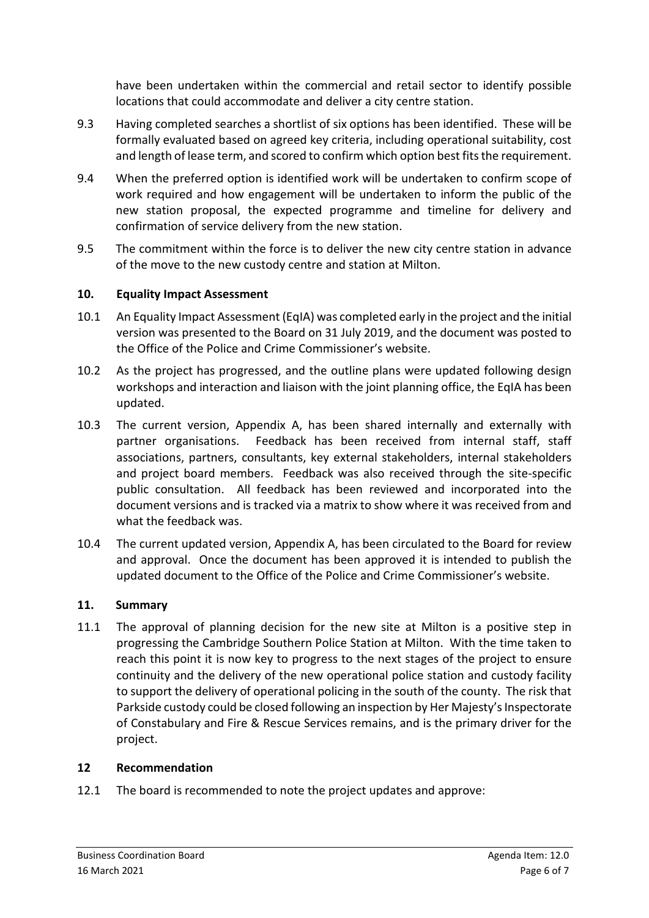have been undertaken within the commercial and retail sector to identify possible locations that could accommodate and deliver a city centre station.

9.3 Having completed searches a shortlist of six options has been identified. These will be formally evaluated based on agreed key criteria, including operational suitability, cost and length of lease term, and scored to confirm which option best fits the requirement.

9.4 When the preferred option is identified work will be undertaken to confirm scope of work required and how engagement will be undertaken to inform the public of the new station proposal, the expected programme and timeline for delivery and confirmation of service delivery from the new station.

9.5 The commitment within the force is to deliver the new city centre station in advance of the move to the new custody centre and station at Milton.

## 10. Equality Impact Assessment

10.1 An Equality Impact Assessment (EqIA) was completed early in the project and the initial version was presented to the Board on 31 July 2019, and the document was posted to the Office of the Police and Crime Commissioner's website.

10.2 As the project has progressed, and the outline plans were updated following design workshops and interaction and liaison with the joint planning office, the EqIA has been updated.

10.3 The current version, Appendix A, has been shared internally and externally with partner organisations. Feedback has been received from internal staff, staff associations, partners, consultants, key external stakeholders, internal stakeholders and project board members. Feedback was also received through the site-specific public consultation. All feedback has been reviewed and incorporated into the document versions and is tracked via a matrix to show where it was received from and what the feedback was.

10.4 The current updated version, Appendix A, has been circulated to the Board for review and approval. Once the document has been approved it is intended to publish the updated document to the Office of the Police and Crime Commissioner's website.

## 11. Summary

11.1 The approval of planning decision for the new site at Milton is a positive step in progressing the Cambridge Southern Police Station at Milton. With the time taken to reach this point it is now key to progress to the next stages of the project to ensure continuity and the delivery of the new operational police station and custody facility to support the delivery of operational policing in the south of the county. The risk that Parkside custody could be closed following an inspection by Her Majesty's Inspectorate of Constabulary and Fire & Rescue Services remains, and is the primary driver for the project.

## 12 Recommendation

12.1 The board is recommended to note the project updates and approve: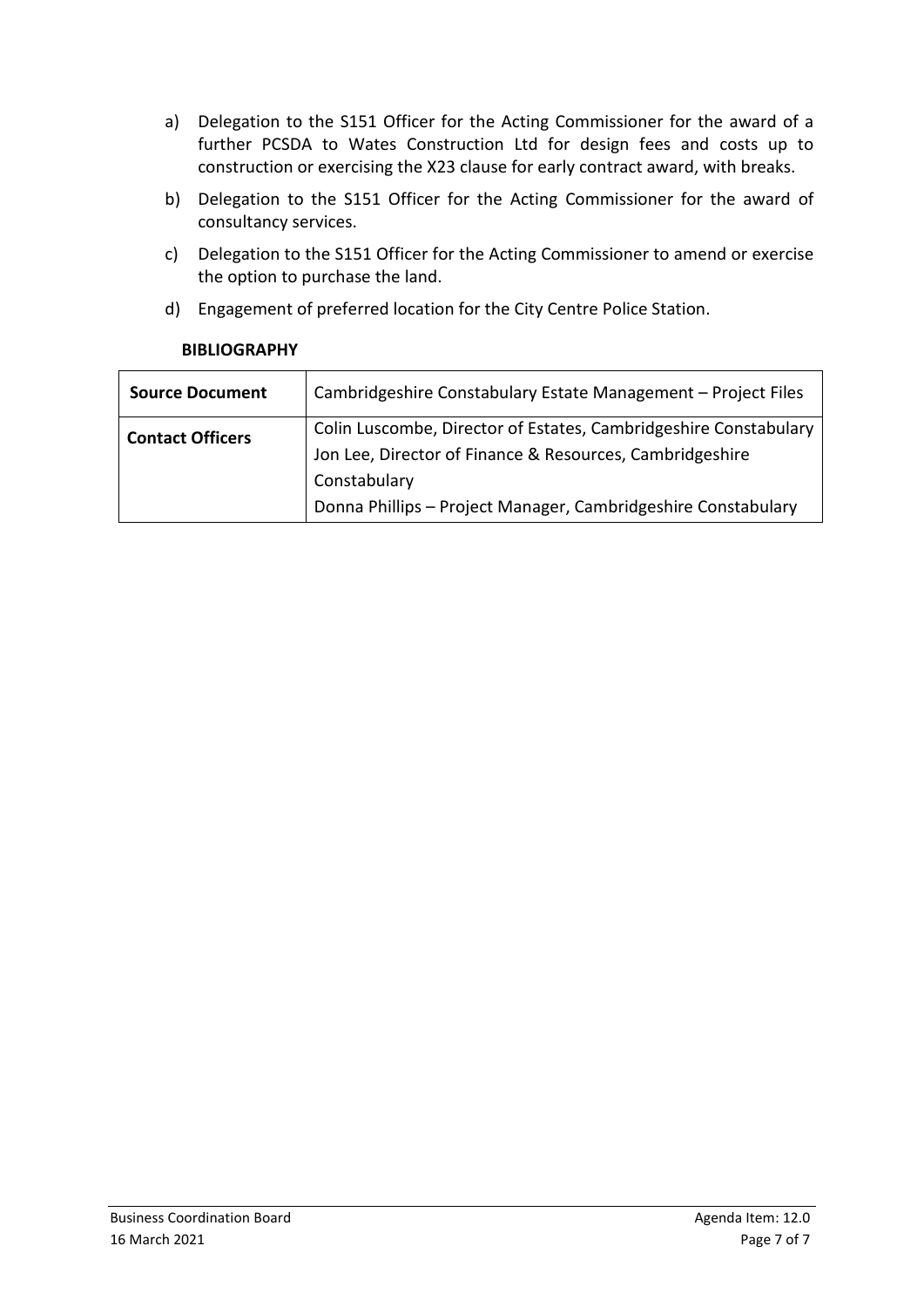a) Delegation to the S151 Officer for the Acting Commissioner for the award of a further PCSDA to Wates Construction Ltd for design fees and costs up to construction or exercising the X23 clause for early contract award, with breaks.

b) Delegation to the S151 Officer for the Acting Commissioner for the award of consultancy services.

c) Delegation to the S151 Officer for the Acting Commissioner to amend or exercise the option to purchase the land.

d) Engagement of preferred location for the City Centre Police Station.

**BIBLIOGRAPHY**

| | |
|---|---|
| **Source Document** | Cambridgeshire Constabulary Estate Management – Project Files |
| **Contact Officers** | Colin Luscombe, Director of Estates, Cambridgeshire Constabulary<br>Jon Lee, Director of Finance & Resources, Cambridgeshire Constabulary<br>Donna Phillips – Project Manager, Cambridgeshire Constabulary |